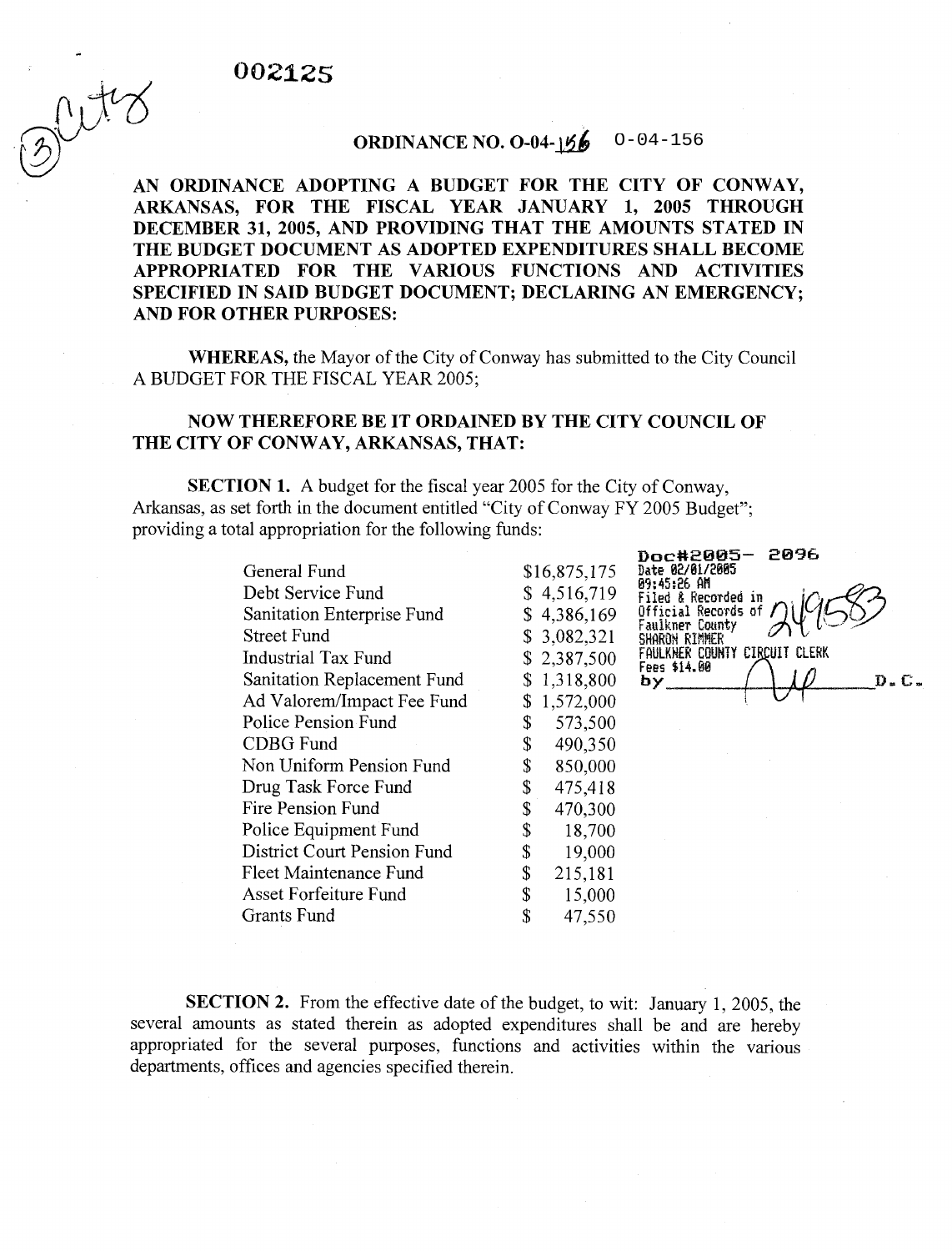002125

ORDINANCE NO. O-04-156 0-04-156

**AN ORDINANCE ADOPTING A BUDGET FOR THE CITY OF CONWAY, ARKANSAS, FOR THE FISCAL YEAR JANUARY 1, 2005 THROUGH DECEMBER 31, 2005, AND PROVIDING THAT THE AMOUNTS STATED IN THE BUDGET DOCUMENT AS ADOPTED EXPENDITURES SHALL BECOME APPROPRIATED FOR THE VARIOUS FUNCTIONS AND ACTIVITIES SPECIFIED IN SAID BUDGET DOCUMENT; DECLARING AN EMERGENCY; AND FOR OTHER PURPOSES:**

**WHEREAS,** the Mayor of the City of Conway has submitted to the City Council A BUDGET FOR THE FISCAL YEAR 2005;

**NOW THEREFORE BE IT ORDAINED BY THE CITY COUNCIL OF THE CITY OF CONWAY, ARKANSAS, THAT:**

**SECTION 1.** A budget for the fiscal year 2005 for the City of Conway, Arkansas, as set forth in the document entitled "City of Conway FY 2005 Budget"; providing a total appropriation for the following funds:

| Fund | Amount |
|---|---|
| General Fund | $16,875,175 |
| Debt Service Fund | $ 4,516,719 |
| Sanitation Enterprise Fund | $ 4,386,169 |
| Street Fund | $ 3,082,321 |
| Industrial Tax Fund | $ 2,387,500 |
| Sanitation Replacement Fund | $ 1,318,800 |
| Ad Valorem/Impact Fee Fund | $ 1,572,000 |
| Police Pension Fund | $ 573,500 |
| CDBG Fund | $ 490,350 |
| Non Uniform Pension Fund | $ 850,000 |
| Drug Task Force Fund | $ 475,418 |
| Fire Pension Fund | $ 470,300 |
| Police Equipment Fund | $ 18,700 |
| District Court Pension Fund | $ 19,000 |
| Fleet Maintenance Fund | $ 215,181 |
| Asset Forfeiture Fund | $ 15,000 |
| Grants Fund | $ 47,550 |

Doc#2005- 2096
Date 02/01/2005
09:45:26 AM
Filed & Recorded in
Official Records of
Faulkner County
SHARON RIMMER
FAULKNER COUNTY CIRCUIT CLERK
Fees $14.00
by \_\_\_\_\_\_\_\_ D.C.

**SECTION 2.** From the effective date of the budget, to wit: January 1, 2005, the several amounts as stated therein as adopted expenditures shall be and are hereby appropriated for the several purposes, functions and activities within the various departments, offices and agencies specified therein.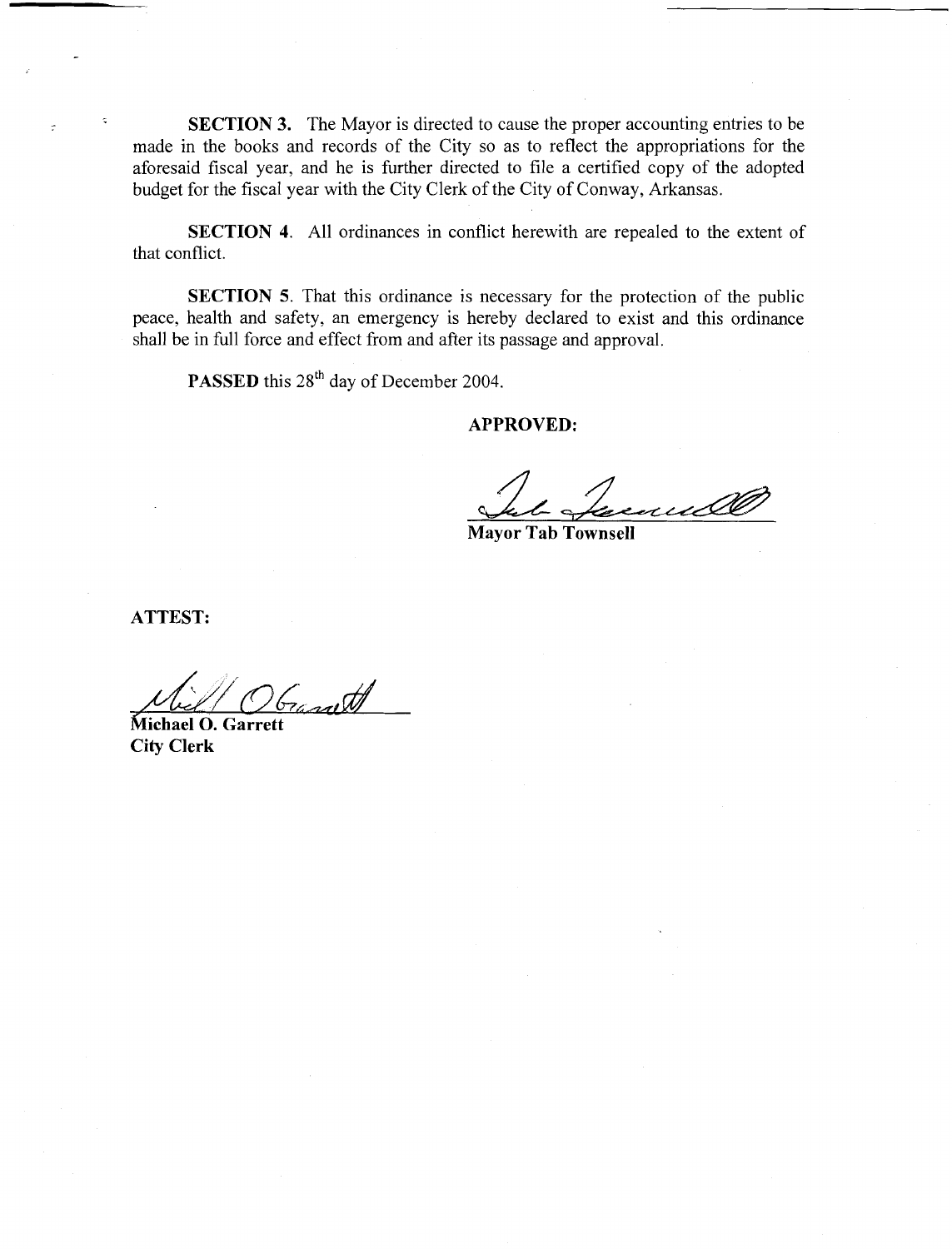**SECTION 3.** The Mayor is directed to cause the proper accounting entries to be made in the books and records of the City so as to reflect the appropriations for the aforesaid fiscal year, and he is further directed to file a certified copy of the adopted budget for the fiscal year with the City Clerk of the City of Conway, Arkansas.

**SECTION 4.** All ordinances in conflict herewith are repealed to the extent of that conflict.

**SECTION 5.** That this ordinance is necessary for the protection of the public peace, health and safety, an emergency is hereby declared to exist and this ordinance shall be in full force and effect from and after its passage and approval.

**PASSED** this 28th day of December 2004.

**APPROVED:**

**Mayor Tab Townsell**

**ATTEST:**

**Michael O. Garrett**
**City Clerk**